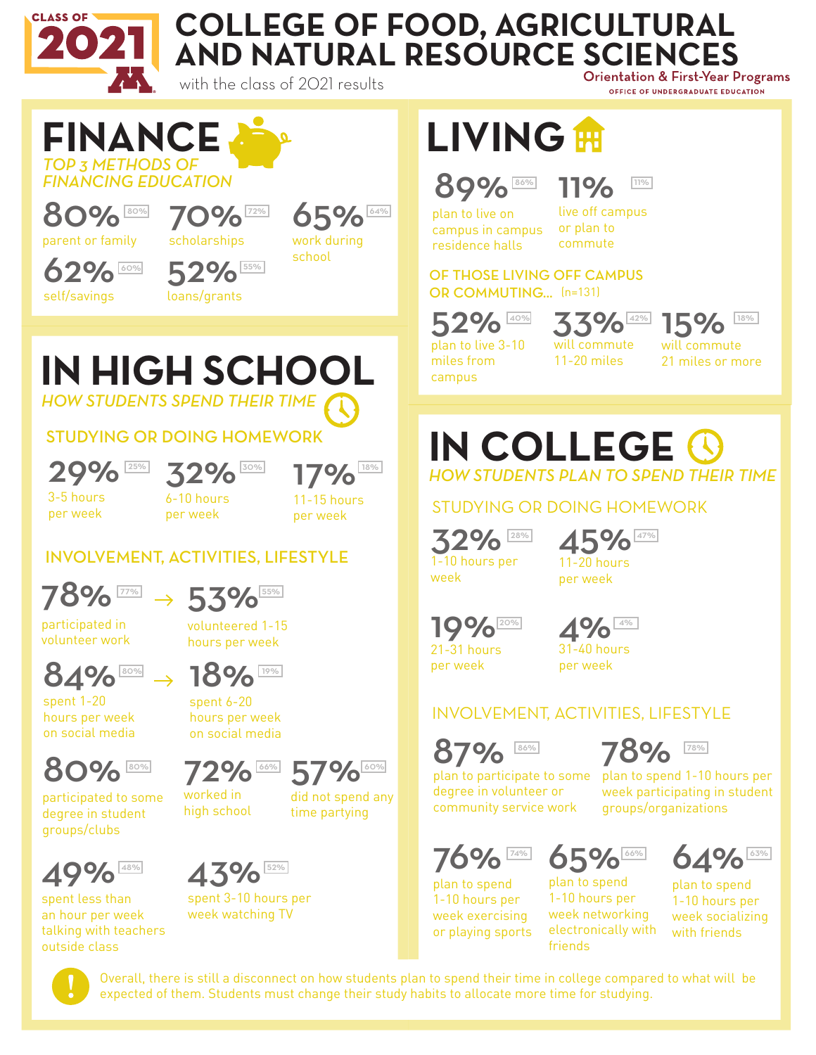# COLLEGE OF FOOD, AGRICULTURAL AND NATURAL RESOURCE SCIENCES

CLASS OF 2021

with the class of 2021 results

Orientation & First-Year Programs
OFFICE OF UNDERGRADUATE EDUCATION

## FINANCE

*TOP 3 METHODS OF FINANCING EDUCATION*

- **80%** [80%] parent or family
- **70%** [72%] scholarships
- **65%** [64%] work during school
- **62%** [60%] self/savings
- **52%** [55%] loans/grants

## LIVING

- **89%** [86%] plan to live on campus in campus residence halls
- **11%** [11%] live off campus or plan to commute

### OF THOSE LIVING OFF CAMPUS OR COMMUTING... (n=131)

- **52%** [40%] plan to live 3-10 miles from campus
- **33%** [42%] will commute 11-20 miles
- **15%** [18%] will commute 21 miles or more

## IN HIGH SCHOOL

*HOW STUDENTS SPEND THEIR TIME*

### STUDYING OR DOING HOMEWORK

- **29%** [25%] 3-5 hours per week
- **32%** [30%] 6-10 hours per week
- **17%** [18%] 11-15 hours per week

### INVOLVEMENT, ACTIVITIES, LIFESTYLE

- **78%** [77%] participated in volunteer work → **53%** [55%] volunteered 1-15 hours per week
- **84%** [80%] spent 1-20 hours per week on social media → **18%** [19%] spent 6-20 hours per week on social media
- **80%** [80%] participated to some degree in student groups/clubs
- **72%** [66%] worked in high school
- **57%** [60%] did not spend any time partying
- **49%** [48%] spent less than an hour per week talking with teachers outside class
- **43%** [52%] spent 3-10 hours per week watching TV

## IN COLLEGE

*HOW STUDENTS PLAN TO SPEND THEIR TIME*

### STUDYING OR DOING HOMEWORK

- **32%** [28%] 1-10 hours per week
- **45%** [47%] 11-20 hours per week
- **19%** [20%] 21-31 hours per week
- **4%** [4%] 31-40 hours per week

### INVOLVEMENT, ACTIVITIES, LIFESTYLE

- **87%** [86%] plan to participate to some degree in volunteer or community service work
- **78%** [78%] plan to spend 1-10 hours per week participating in student groups/organizations
- **76%** [74%] plan to spend 1-10 hours per week exercising or playing sports
- **65%** [66%] plan to spend 1-10 hours per week networking electronically with friends
- **64%** [63%] plan to spend 1-10 hours per week socializing with friends

**!** Overall, there is still a disconnect on how students plan to spend their time in college compared to what will be expected of them. Students must change their study habits to allocate more time for studying.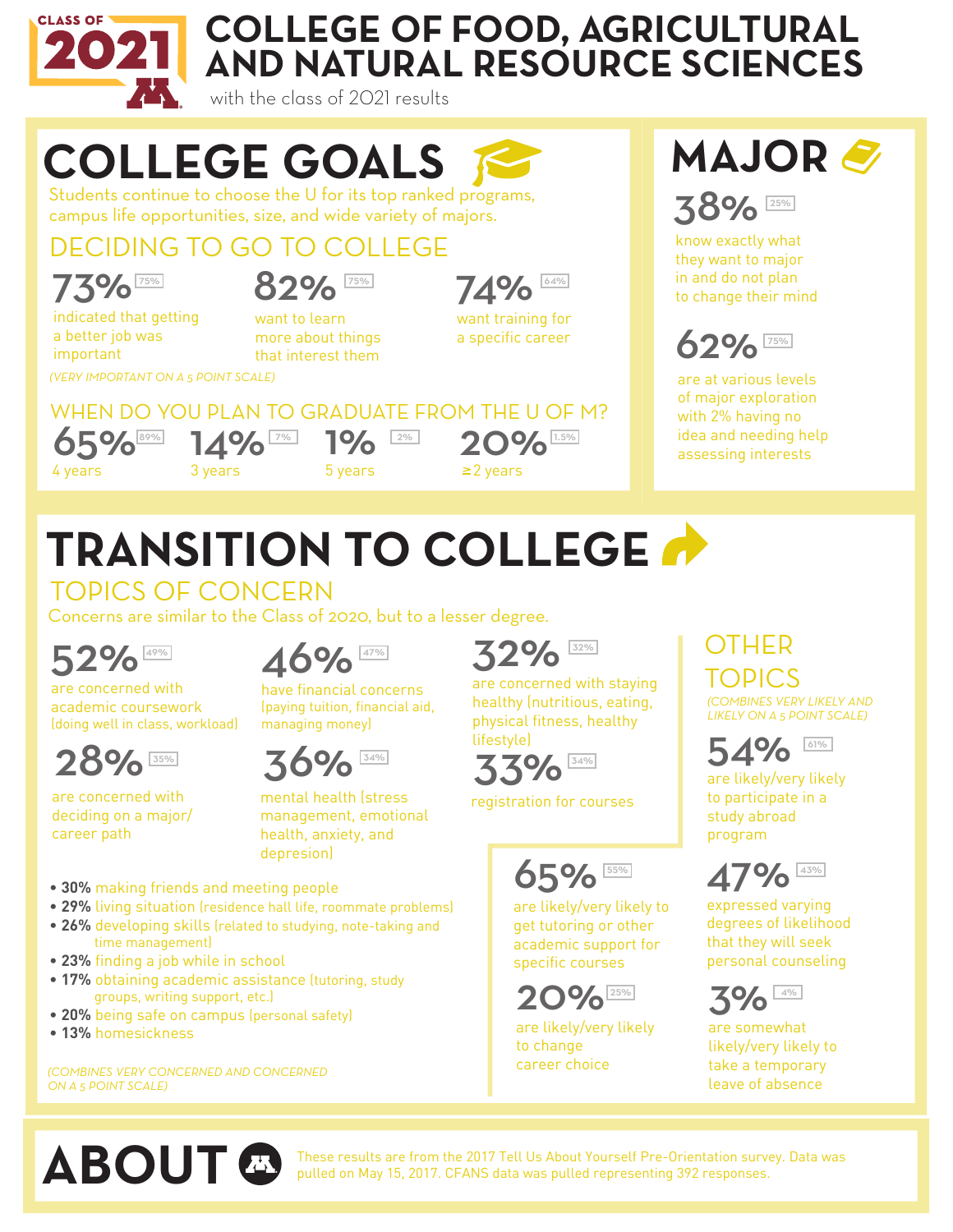CLASS OF 2021

# COLLEGE OF FOOD, AGRICULTURAL AND NATURAL RESOURCE SCIENCES

with the class of 2021 results

## COLLEGE GOALS

Students continue to choose the U for its top ranked programs, campus life opportunities, size, and wide variety of majors.

### DECIDING TO GO TO COLLEGE

**73%** (75%) indicated that getting a better job was important

**82%** (75%) want to learn more about things that interest them

**74%** (64%) want training for a specific career

*(VERY IMPORTANT ON A 5 POINT SCALE)*

### WHEN DO YOU PLAN TO GRADUATE FROM THE U OF M?

**65%** (89%) 4 years

**14%** (7%) 3 years

**1%** (2%) 5 years

**20%** (1.5%) ≥2 years

## MAJOR

**38%** (25%) know exactly what they want to major in and do not plan to change their mind

**62%** (75%) are at various levels of major exploration with 2% having no idea and needing help assessing interests

## TRANSITION TO COLLEGE

### TOPICS OF CONCERN

Concerns are similar to the Class of 2020, but to a lesser degree.

**52%** (49%) are concerned with academic coursework (doing well in class, workload)

**46%** (47%) have financial concerns (paying tuition, financial aid, managing money)

**32%** (32%) are concerned with staying healthy (nutritious, eating, physical fitness, healthy lifestyle)

**28%** (35%) are concerned with deciding on a major/ career path

**36%** (34%) mental health (stress management, emotional health, anxiety, and depression)

**33%** (34%) registration for courses

- **30%** making friends and meeting people
- **29%** living situation (residence hall life, roommate problems)
- **26%** developing skills (related to studying, note-taking and time management)
- **23%** finding a job while in school
- **17%** obtaining academic assistance (tutoring, study groups, writing support, etc.)
- **20%** being safe on campus (personal safety)
- **13%** homesickness

*(COMBINES VERY CONCERNED AND CONCERNED ON A 5 POINT SCALE)*

**65%** (55%) are likely/very likely to get tutoring or other academic support for specific courses

**20%** (25%) are likely/very likely to change career choice

### OTHER TOPICS

*(COMBINES VERY LIKELY AND LIKELY ON A 5 POINT SCALE)*

**54%** (61%) are likely/very likely to participate in a study abroad program

**47%** (43%) expressed varying degrees of likelihood that they will seek personal counseling

**3%** (4%) are somewhat likely/very likely to take a temporary leave of absence

## ABOUT

These results are from the 2017 Tell Us About Yourself Pre-Orientation survey. Data was pulled on May 15, 2017. CFANS data was pulled representing 392 responses.